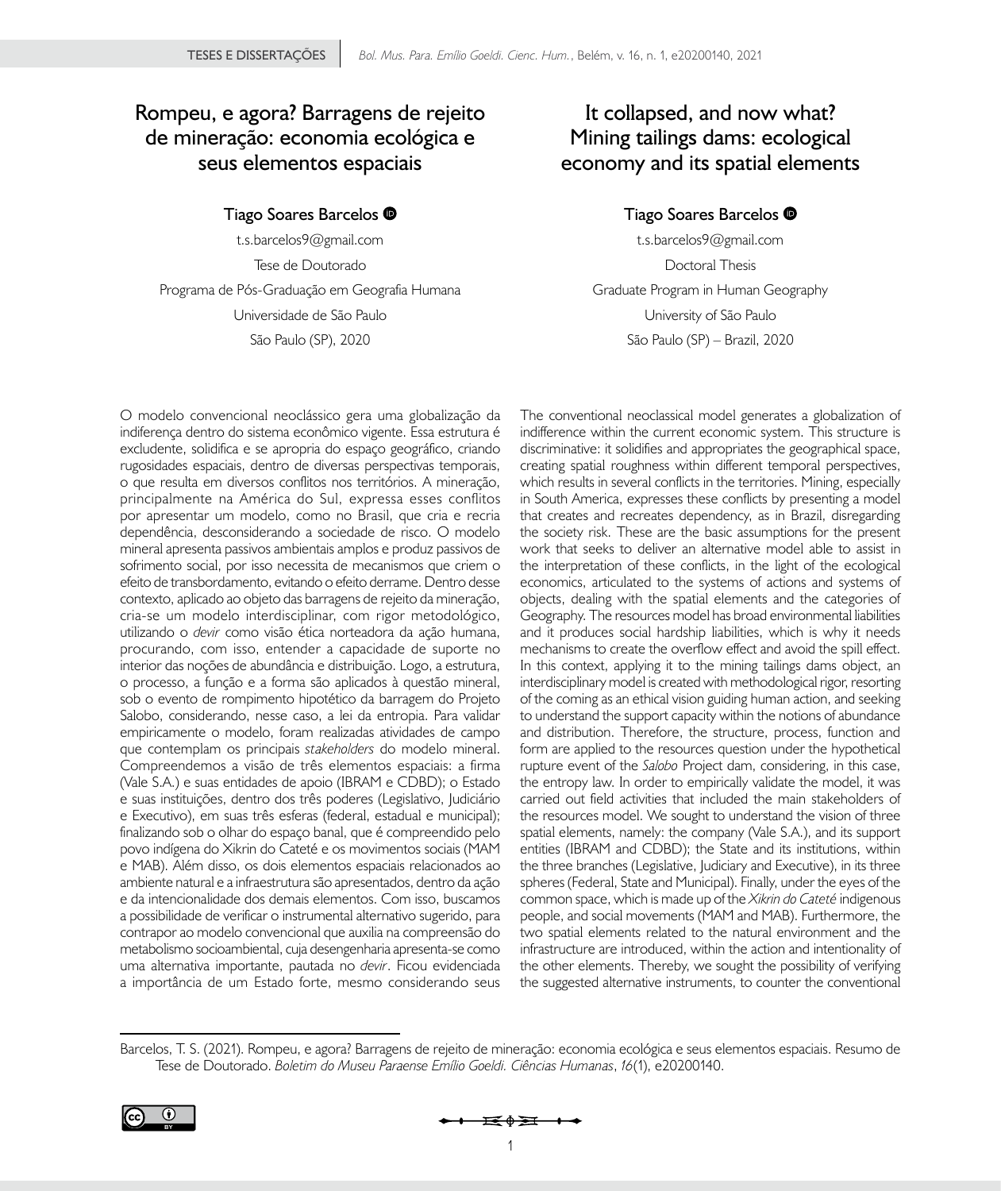# Rompeu, e agora? Barragens de rejeito de mineração: economia ecológica e seus elementos espaciais

# It collapsed, and now what? Mining tailings dams: ecological economy and its spatial elements

**Tiago Soares Barcelos**

t.s.barcelos9@gmail.com

Tese de Doutorado

Programa de Pós-Graduação em Geografia Humana

Universidade de São Paulo

São Paulo (SP), 2020

**Tiago Soares Barcelos**

t.s.barcelos9@gmail.com

Doctoral Thesis

Graduate Program in Human Geography

University of São Paulo

São Paulo (SP) – Brazil, 2020

O modelo convencional neoclássico gera uma globalização da indiferença dentro do sistema econômico vigente. Essa estrutura é excludente, solidifica e se apropria do espaço geográfico, criando rugosidades espaciais, dentro de diversas perspectivas temporais, o que resulta em diversos conflitos nos territórios. A mineração, principalmente na América do Sul, expressa esses conflitos por apresentar um modelo, como no Brasil, que cria e recria dependência, desconsiderando a sociedade de risco. O modelo mineral apresenta passivos ambientais amplos e produz passivos de sofrimento social, por isso necessita de mecanismos que criem o efeito de transbordamento, evitando o efeito derrame. Dentro desse contexto, aplicado ao objeto das barragens de rejeito da mineração, cria-se um modelo interdisciplinar, com rigor metodológico, utilizando o *devir* como visão ética norteadora da ação humana, procurando, com isso, entender a capacidade de suporte no interior das noções de abundância e distribuição. Logo, a estrutura, o processo, a função e a forma são aplicados à questão mineral, sob o evento de rompimento hipotético da barragem do Projeto Salobo, considerando, nesse caso, a lei da entropia. Para validar empiricamente o modelo, foram realizadas atividades de campo que contemplam os principais *stakeholders* do modelo mineral. Compreendemos a visão de três elementos espaciais: a firma (Vale S.A.) e suas entidades de apoio (IBRAM e CDBD); o Estado e suas instituições, dentro dos três poderes (Legislativo, Judiciário e Executivo), em suas três esferas (federal, estadual e municipal); finalizando sob o olhar do espaço banal, que é compreendido pelo povo indígena do Xikrin do Cateté e os movimentos sociais (MAM e MAB). Além disso, os dois elementos espaciais relacionados ao ambiente natural e a infraestrutura são apresentados, dentro da ação e da intencionalidade dos demais elementos. Com isso, buscamos a possibilidade de verificar o instrumental alternativo sugerido, para contrapor ao modelo convencional que auxilia na compreensão do metabolismo socioambiental, cuja desengenharia apresenta-se como uma alternativa importante, pautada no *devir*. Ficou evidenciada a importância de um Estado forte, mesmo considerando seus

The conventional neoclassical model generates a globalization of indifference within the current economic system. This structure is discriminative: it solidifies and appropriates the geographical space, creating spatial roughness within different temporal perspectives, which results in several conflicts in the territories. Mining, especially in South America, expresses these conflicts by presenting a model that creates and recreates dependency, as in Brazil, disregarding the society risk. These are the basic assumptions for the present work that seeks to deliver an alternative model able to assist in the interpretation of these conflicts, in the light of the ecological economics, articulated to the systems of actions and systems of objects, dealing with the spatial elements and the categories of Geography. The resources model has broad environmental liabilities and it produces social hardship liabilities, which is why it needs mechanisms to create the overflow effect and avoid the spill effect. In this context, applying it to the mining tailings dams object, an interdisciplinary model is created with methodological rigor, resorting of the coming as an ethical vision guiding human action, and seeking to understand the support capacity within the notions of abundance and distribution. Therefore, the structure, process, function and form are applied to the resources question under the hypothetical rupture event of the *Salobo* Project dam, considering, in this case, the entropy law. In order to empirically validate the model, it was carried out field activities that included the main stakeholders of the resources model. We sought to understand the vision of three spatial elements, namely: the company (Vale S.A.), and its support entities (IBRAM and CDBD); the State and its institutions, within the three branches (Legislative, Judiciary and Executive), in its three spheres (Federal, State and Municipal). Finally, under the eyes of the common space, which is made up of the *Xikrin do Cateté* indigenous people, and social movements (MAM and MAB). Furthermore, the two spatial elements related to the natural environment and the infrastructure are introduced, within the action and intentionality of the other elements. Thereby, we sought the possibility of verifying the suggested alternative instruments, to counter the conventional

Barcelos, T. S. (2021). Rompeu, e agora? Barragens de rejeito de mineração: economia ecológica e seus elementos espaciais. Resumo de Tese de Doutorado. *Boletim do Museu Paraense Emílio Goeldi. Ciências Humanas*, *16*(1), e20200140.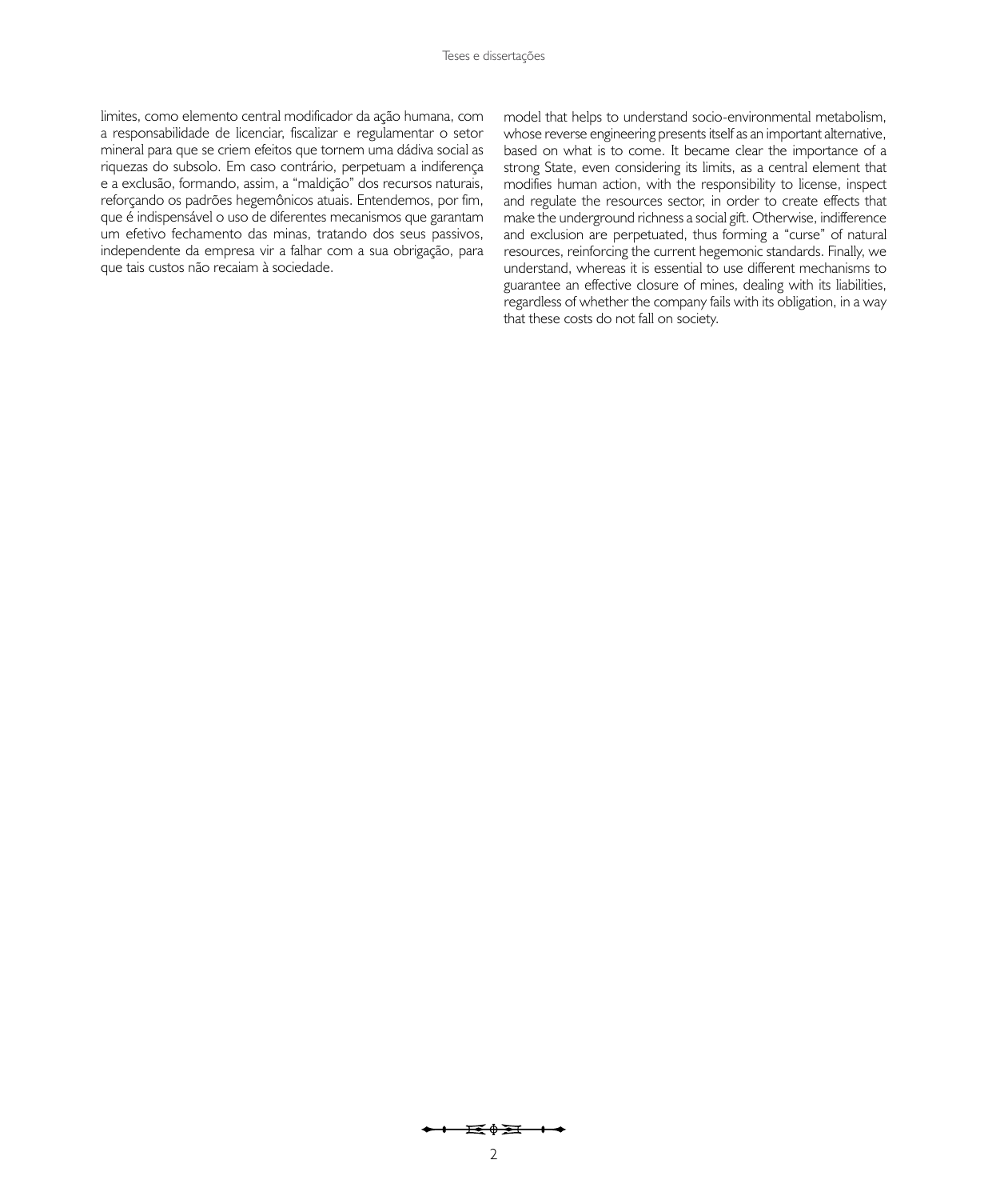limites, como elemento central modificador da ação humana, com a responsabilidade de licenciar, fiscalizar e regulamentar o setor mineral para que se criem efeitos que tornem uma dádiva social as riquezas do subsolo. Em caso contrário, perpetuam a indiferença e a exclusão, formando, assim, a "maldição" dos recursos naturais, reforçando os padrões hegemônicos atuais. Entendemos, por fim, que é indispensável o uso de diferentes mecanismos que garantam um efetivo fechamento das minas, tratando dos seus passivos, independente da empresa vir a falhar com a sua obrigação, para que tais custos não recaiam à sociedade.

model that helps to understand socio-environmental metabolism, whose reverse engineering presents itself as an important alternative, based on what is to come. It became clear the importance of a strong State, even considering its limits, as a central element that modifies human action, with the responsibility to license, inspect and regulate the resources sector, in order to create effects that make the underground richness a social gift. Otherwise, indifference and exclusion are perpetuated, thus forming a "curse" of natural resources, reinforcing the current hegemonic standards. Finally, we understand, whereas it is essential to use different mechanisms to guarantee an effective closure of mines, dealing with its liabilities, regardless of whether the company fails with its obligation, in a way that these costs do not fall on society.